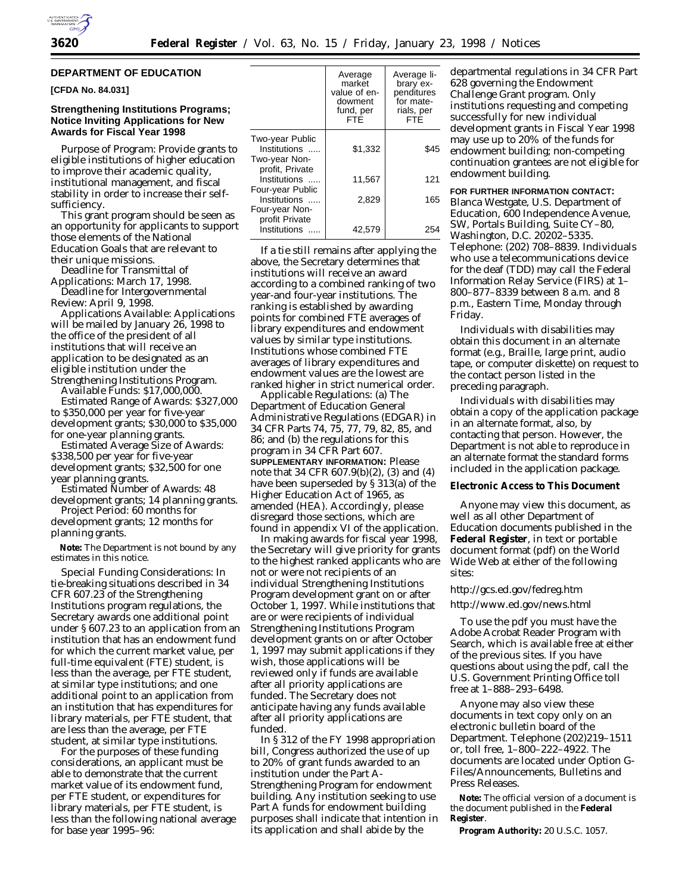## DEPARTMENT OF EDUCATION

**[CFDA No. 84.031]**

### Strengthening Institutions Programs; Notice Inviting Applications for New Awards for Fiscal Year 1998

*Purpose of Program:* Provide grants to eligible institutions of higher education to improve their academic quality, institutional management, and fiscal stability in order to increase their self-sufficiency.

This grant program should be seen as an opportunity for applicants to support those elements of the National Education Goals that are relevant to their unique missions.

*Deadline for Transmittal of Applications:* March 17, 1998.

*Deadline for Intergovernmental Review:* April 9, 1998.

*Applications Available:* Applications will be mailed by January 26, 1998 to the office of the president of all institutions that will receive an application to be designated as an eligible institution under the Strengthening Institutions Program.

*Available Funds:* $17,000,000.

*Estimated Range of Awards:* $327,000 to $350,000 per year for five-year development grants; $30,000 to $35,000 for one-year planning grants.

*Estimated Average Size of Awards:* $338,500 per year for five-year development grants; $32,500 for one year planning grants.

*Estimated Number of Awards:* 48 development grants; 14 planning grants.

*Project Period:* 60 months for development grants; 12 months for planning grants.

**Note:** The Department is not bound by any estimates in this notice.

*Special Funding Considerations:* In tie-breaking situations described in 34 CFR 607.23 of the Strengthening Institutions program regulations, the Secretary awards one additional point under § 607.23 to an application from an institution that has an endowment fund for which the current market value, per full-time equivalent (FTE) student, is less than the average, per FTE student, at similar type institutions; and one additional point to an application from an institution that has expenditures for library materials, per FTE student, that are less than the average, per FTE student, at similar type institutions.

For the purposes of these funding considerations, an applicant must be able to demonstrate that the current market value of its endowment fund, per FTE student, or expenditures for library materials, per FTE student, is less than the following national average for base year 1995–96:

| | Average market value of endowment fund, per FTE | Average library expenditures for materials, per FTE |
|---|---|---|
| Two-year Public Institutions | $1,332 | $45 |
| Two-year Nonprofit, Private Institutions | 11,567 | 121 |
| Four-year Public Institutions | 2,829 | 165 |
| Four-year Nonprofit Private Institutions | 42,579 | 254 |

If a tie still remains after applying the above, the Secretary determines that institutions will receive an award according to a combined ranking of two year-and four-year institutions. The ranking is established by awarding points for combined FTE averages of library expenditures and endowment values by similar type institutions. Institutions whose combined FTE averages of library expenditures and endowment values are the lowest are ranked higher in strict numerical order.

*Applicable Regulations:* (a) The Department of Education General Administrative Regulations (EDGAR) in 34 CFR Parts 74, 75, 77, 79, 82, 85, and 86; and (b) the regulations for this program in 34 CFR Part 607.

**SUPPLEMENTARY INFORMATION:** Please note that 34 CFR 607.9(b)(2), (3) and (4) have been superseded by § 313(a) of the Higher Education Act of 1965, as amended (HEA). Accordingly, please disregard those sections, which are found in appendix VI of the application.

In making awards for fiscal year 1998, the Secretary will give priority for grants to the highest ranked applicants who are not or were not recipients of an individual Strengthening Institutions Program development grant on or after October 1, 1997. While institutions that are or were recipients of individual Strengthening Institutions Program development grants on or after October 1, 1997 may submit applications if they wish, those applications will be reviewed only if funds are available after all priority applications are funded. The Secretary does not anticipate having any funds available after all priority applications are funded.

In § 312 of the FY 1998 appropriation bill, Congress authorized the use of up to 20% of grant funds awarded to an institution under the Part A-Strengthening Program for endowment building. Any institution seeking to use Part A funds for endowment building purposes shall indicate that intention in its application and shall abide by the departmental regulations in 34 CFR Part 628 governing the Endowment Challenge Grant program. Only institutions requesting and competing successfully for new individual development grants in Fiscal Year 1998 may use up to 20% of the funds for endowment building; non-competing continuation grantees are not eligible for endowment building.

**FOR FURTHER INFORMATION CONTACT:** Blanca Westgate, U.S. Department of Education, 600 Independence Avenue, SW, Portals Building, Suite CY–80, Washington, D.C. 20202–5335. Telephone: (202) 708–8839. Individuals who use a telecommunications device for the deaf (TDD) may call the Federal Information Relay Service (FIRS) at 1–800–877–8339 between 8 a.m. and 8 p.m., Eastern Time, Monday through Friday.

Individuals with disabilities may obtain this document in an alternate format (e.g., Braille, large print, audio tape, or computer diskette) on request to the contact person listed in the preceding paragraph.

Individuals with disabilities may obtain a copy of the application package in an alternate format, also, by contacting that person. However, the Department is not able to reproduce in an alternate format the standard forms included in the application package.

#### Electronic Access to This Document

Anyone may view this document, as well as all other Department of Education documents published in the **Federal Register**, in text or portable document format (pdf) on the World Wide Web at either of the following sites:

http://gcs.ed.gov/fedreg.htm

http://www.ed.gov/news.html

To use the pdf you must have the Adobe Acrobat Reader Program with Search, which is available free at either of the previous sites. If you have questions about using the pdf, call the U.S. Government Printing Office toll free at 1–888–293–6498.

Anyone may also view these documents in text copy only on an electronic bulletin board of the Department. Telephone (202)219–1511 or, toll free, 1–800–222–4922. The documents are located under Option G-Files/Announcements, Bulletins and Press Releases.

**Note:** The official version of a document is the document published in the **Federal Register**.

**Program Authority:** 20 U.S.C. 1057.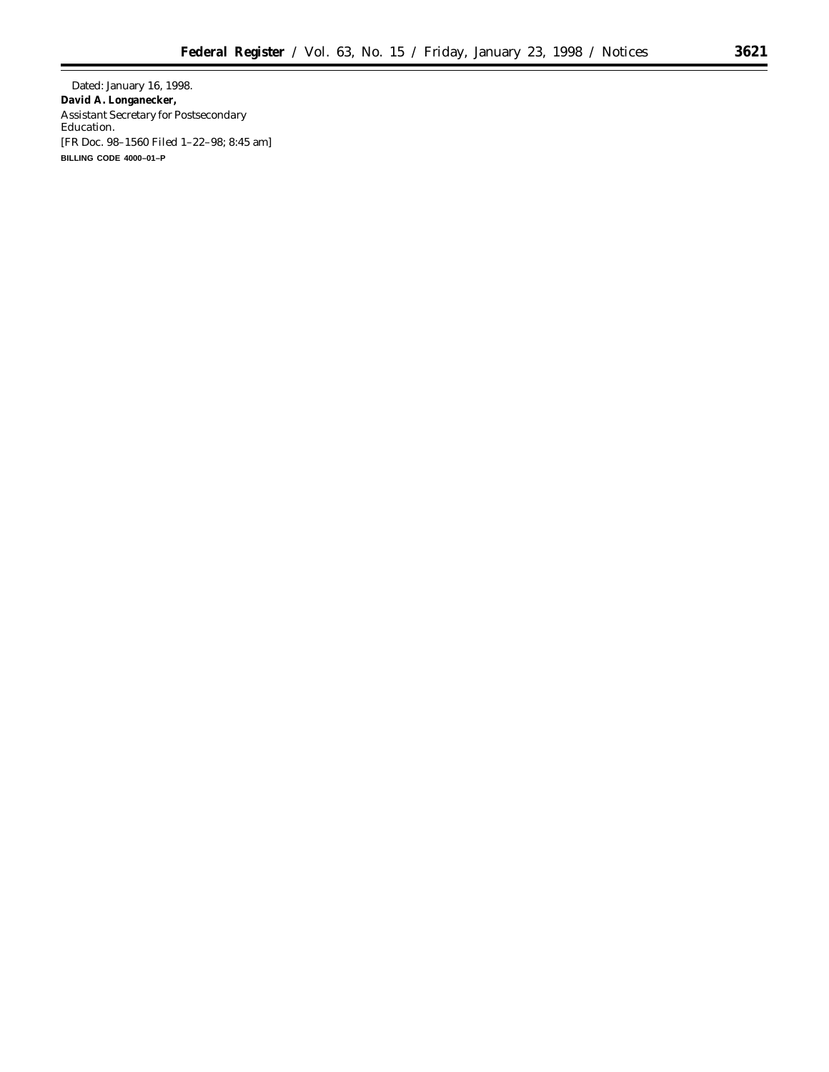Dated: January 16, 1998.

**David A. Longanecker,**

Assistant Secretary for Postsecondary Education.

[FR Doc. 98–1560 Filed 1–22–98; 8:45 am]

**BILLING CODE 4000–01–P**